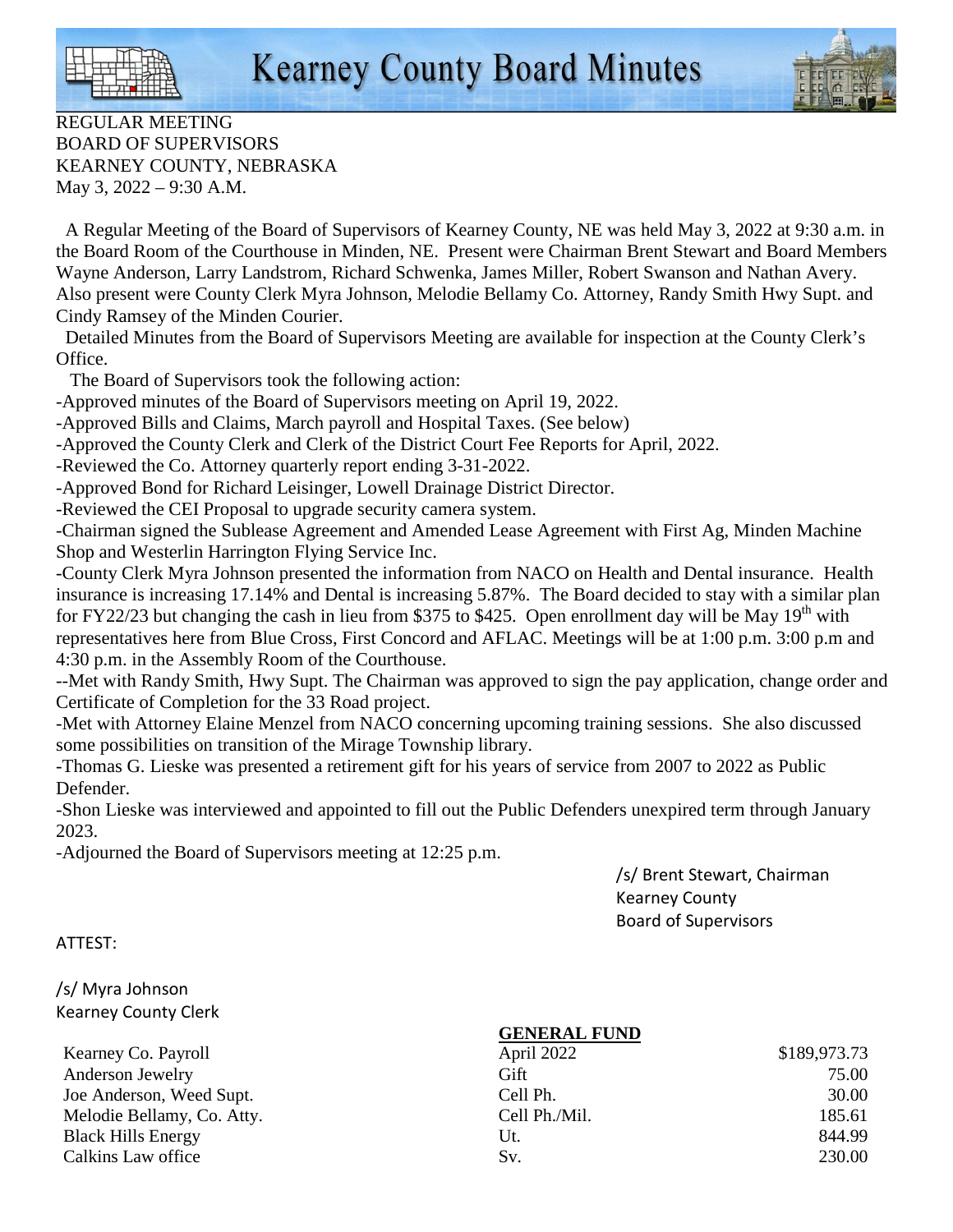# Kearney County Board Minutes

REGULAR MEETING
BOARD OF SUPERVISORS
KEARNEY COUNTY, NEBRASKA
May 3, 2022 – 9:30 A.M.

A Regular Meeting of the Board of Supervisors of Kearney County, NE was held May 3, 2022 at 9:30 a.m. in the Board Room of the Courthouse in Minden, NE. Present were Chairman Brent Stewart and Board Members Wayne Anderson, Larry Landstrom, Richard Schwenka, James Miller, Robert Swanson and Nathan Avery. Also present were County Clerk Myra Johnson, Melodie Bellamy Co. Attorney, Randy Smith Hwy Supt. and Cindy Ramsey of the Minden Courier.

Detailed Minutes from the Board of Supervisors Meeting are available for inspection at the County Clerk's Office.

The Board of Supervisors took the following action:

-Approved minutes of the Board of Supervisors meeting on April 19, 2022.

-Approved Bills and Claims, March payroll and Hospital Taxes. (See below)

-Approved the County Clerk and Clerk of the District Court Fee Reports for April, 2022.

-Reviewed the Co. Attorney quarterly report ending 3-31-2022.

-Approved Bond for Richard Leisinger, Lowell Drainage District Director.

-Reviewed the CEI Proposal to upgrade security camera system.

-Chairman signed the Sublease Agreement and Amended Lease Agreement with First Ag, Minden Machine Shop and Westerlin Harrington Flying Service Inc.

-County Clerk Myra Johnson presented the information from NACO on Health and Dental insurance. Health insurance is increasing 17.14% and Dental is increasing 5.87%. The Board decided to stay with a similar plan for FY22/23 but changing the cash in lieu from $375 to $425. Open enrollment day will be May 19th with representatives here from Blue Cross, First Concord and AFLAC. Meetings will be at 1:00 p.m. 3:00 p.m and 4:30 p.m. in the Assembly Room of the Courthouse.

--Met with Randy Smith, Hwy Supt. The Chairman was approved to sign the pay application, change order and Certificate of Completion for the 33 Road project.

-Met with Attorney Elaine Menzel from NACO concerning upcoming training sessions. She also discussed some possibilities on transition of the Mirage Township library.

-Thomas G. Lieske was presented a retirement gift for his years of service from 2007 to 2022 as Public Defender.

-Shon Lieske was interviewed and appointed to fill out the Public Defenders unexpired term through January 2023.

-Adjourned the Board of Supervisors meeting at 12:25 p.m.

/s/ Brent Stewart, Chairman
Kearney County
Board of Supervisors

ATTEST:

/s/ Myra Johnson
Kearney County Clerk

**GENERAL FUND**

| | | |
|---|---|---|
| Kearney Co. Payroll | April 2022 | $189,973.73 |
| Anderson Jewelry | Gift | 75.00 |
| Joe Anderson, Weed Supt. | Cell Ph. | 30.00 |
| Melodie Bellamy, Co. Atty. | Cell Ph./Mil. | 185.61 |
| Black Hills Energy | Ut. | 844.99 |
| Calkins Law office | Sv. | 230.00 |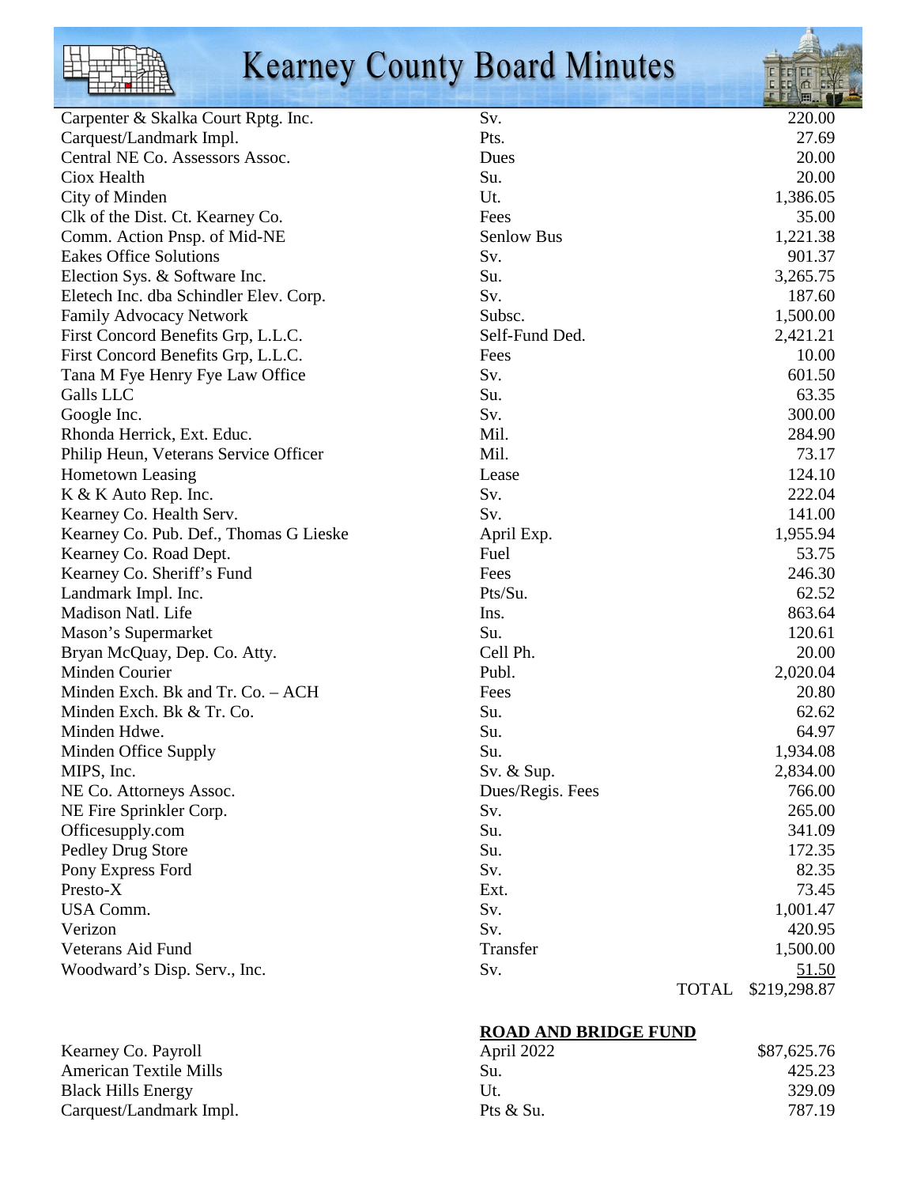| | | |
|---|---|---|
| Carpenter & Skalka Court Rptg. Inc. | Sv. | 220.00 |
| Carquest/Landmark Impl. | Pts. | 27.69 |
| Central NE Co. Assessors Assoc. | Dues | 20.00 |
| Ciox Health | Su. | 20.00 |
| City of Minden | Ut. | 1,386.05 |
| Clk of the Dist. Ct. Kearney Co. | Fees | 35.00 |
| Comm. Action Pnsp. of Mid-NE | Senlow Bus | 1,221.38 |
| Eakes Office Solutions | Sv. | 901.37 |
| Election Sys. & Software Inc. | Su. | 3,265.75 |
| Eletech Inc. dba Schindler Elev. Corp. | Sv. | 187.60 |
| Family Advocacy Network | Subsc. | 1,500.00 |
| First Concord Benefits Grp, L.L.C. | Self-Fund Ded. | 2,421.21 |
| First Concord Benefits Grp, L.L.C. | Fees | 10.00 |
| Tana M Fye Henry Fye Law Office | Sv. | 601.50 |
| Galls LLC | Su. | 63.35 |
| Google Inc. | Sv. | 300.00 |
| Rhonda Herrick, Ext. Educ. | Mil. | 284.90 |
| Philip Heun, Veterans Service Officer | Mil. | 73.17 |
| Hometown Leasing | Lease | 124.10 |
| K & K Auto Rep. Inc. | Sv. | 222.04 |
| Kearney Co. Health Serv. | Sv. | 141.00 |
| Kearney Co. Pub. Def., Thomas G Lieske | April Exp. | 1,955.94 |
| Kearney Co. Road Dept. | Fuel | 53.75 |
| Kearney Co. Sheriff's Fund | Fees | 246.30 |
| Landmark Impl. Inc. | Pts/Su. | 62.52 |
| Madison Natl. Life | Ins. | 863.64 |
| Mason's Supermarket | Su. | 120.61 |
| Bryan McQuay, Dep. Co. Atty. | Cell Ph. | 20.00 |
| Minden Courier | Publ. | 2,020.04 |
| Minden Exch. Bk and Tr. Co. – ACH | Fees | 20.80 |
| Minden Exch. Bk & Tr. Co. | Su. | 62.62 |
| Minden Hdwe. | Su. | 64.97 |
| Minden Office Supply | Su. | 1,934.08 |
| MIPS, Inc. | Sv. & Sup. | 2,834.00 |
| NE Co. Attorneys Assoc. | Dues/Regis. Fees | 766.00 |
| NE Fire Sprinkler Corp. | Sv. | 265.00 |
| Officesupply.com | Su. | 341.09 |
| Pedley Drug Store | Su. | 172.35 |
| Pony Express Ford | Sv. | 82.35 |
| Presto-X | Ext. | 73.45 |
| USA Comm. | Sv. | 1,001.47 |
| Verizon | Sv. | 420.95 |
| Veterans Aid Fund | Transfer | 1,500.00 |
| Woodward's Disp. Serv., Inc. | Sv. | 51.50 |
| | TOTAL | $219,298.87 |

**ROAD AND BRIDGE FUND**

| | | |
|---|---|---|
| Kearney Co. Payroll | April 2022 | $87,625.76 |
| American Textile Mills | Su. | 425.23 |
| Black Hills Energy | Ut. | 329.09 |
| Carquest/Landmark Impl. | Pts & Su. | 787.19 |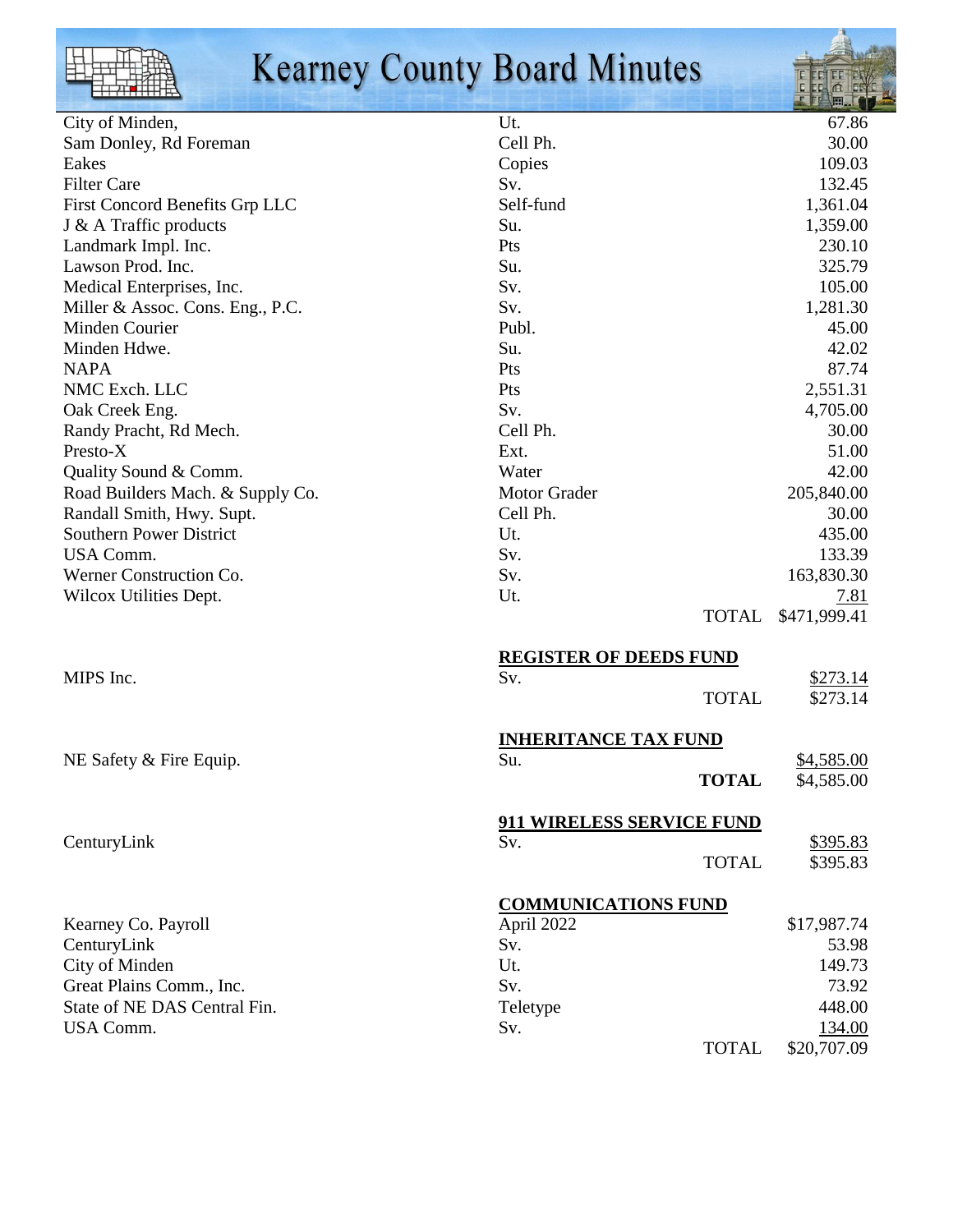| | | |
|---|---|---|
| City of Minden, | Ut. | 67.86 |
| Sam Donley, Rd Foreman | Cell Ph. | 30.00 |
| Eakes | Copies | 109.03 |
| Filter Care | Sv. | 132.45 |
| First Concord Benefits Grp LLC | Self-fund | 1,361.04 |
| J & A Traffic products | Su. | 1,359.00 |
| Landmark Impl. Inc. | Pts | 230.10 |
| Lawson Prod. Inc. | Su. | 325.79 |
| Medical Enterprises, Inc. | Sv. | 105.00 |
| Miller & Assoc. Cons. Eng., P.C. | Sv. | 1,281.30 |
| Minden Courier | Publ. | 45.00 |
| Minden Hdwe. | Su. | 42.02 |
| NAPA | Pts | 87.74 |
| NMC Exch. LLC | Pts | 2,551.31 |
| Oak Creek Eng. | Sv. | 4,705.00 |
| Randy Pracht, Rd Mech. | Cell Ph. | 30.00 |
| Presto-X | Ext. | 51.00 |
| Quality Sound & Comm. | Water | 42.00 |
| Road Builders Mach. & Supply Co. | Motor Grader | 205,840.00 |
| Randall Smith, Hwy. Supt. | Cell Ph. | 30.00 |
| Southern Power District | Ut. | 435.00 |
| USA Comm. | Sv. | 133.39 |
| Werner Construction Co. | Sv. | 163,830.30 |
| Wilcox Utilities Dept. | Ut. | 7.81 |
| | TOTAL | $471,999.41 |

**REGISTER OF DEEDS FUND**

| | | |
|---|---|---|
| MIPS Inc. | Sv. | $273.14 |
| | TOTAL | $273.14 |

**INHERITANCE TAX FUND**

| | | |
|---|---|---|
| NE Safety & Fire Equip. | Su. | $4,585.00 |
| | **TOTAL** | $4,585.00 |

**911 WIRELESS SERVICE FUND**

| | | |
|---|---|---|
| CenturyLink | Sv. | $395.83 |
| | TOTAL | $395.83 |

**COMMUNICATIONS FUND**

| | | |
|---|---|---|
| Kearney Co. Payroll | April 2022 | $17,987.74 |
| CenturyLink | Sv. | 53.98 |
| City of Minden | Ut. | 149.73 |
| Great Plains Comm., Inc. | Sv. | 73.92 |
| State of NE DAS Central Fin. | Teletype | 448.00 |
| USA Comm. | Sv. | 134.00 |
| | TOTAL | $20,707.09 |